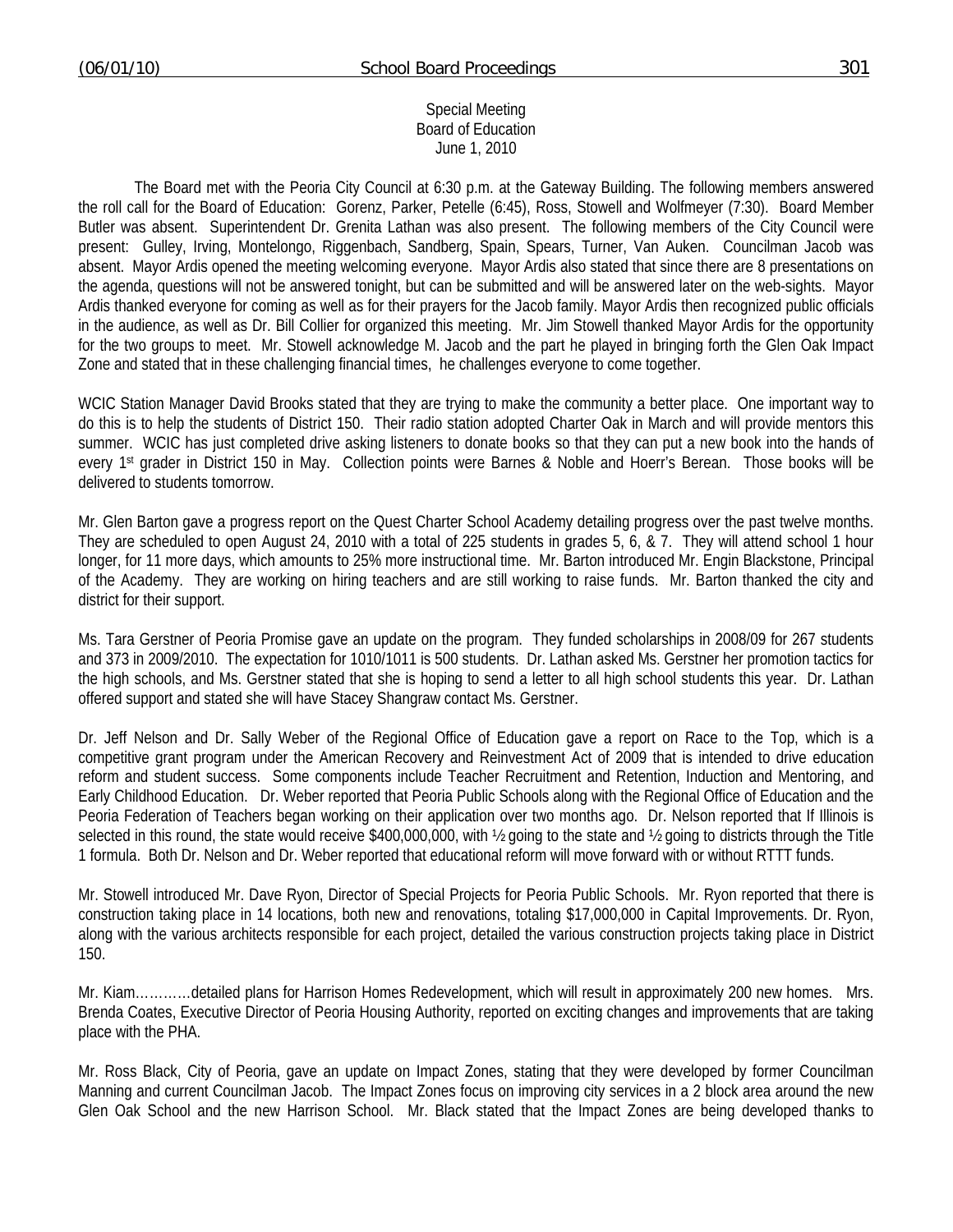Special Meeting
Board of Education
June 1, 2010

The Board met with the Peoria City Council at 6:30 p.m. at the Gateway Building. The following members answered the roll call for the Board of Education: Gorenz, Parker, Petelle (6:45), Ross, Stowell and Wolfmeyer (7:30). Board Member Butler was absent. Superintendent Dr. Grenita Lathan was also present. The following members of the City Council were present: Gulley, Irving, Montelongo, Riggenbach, Sandberg, Spain, Spears, Turner, Van Auken. Councilman Jacob was absent. Mayor Ardis opened the meeting welcoming everyone. Mayor Ardis also stated that since there are 8 presentations on the agenda, questions will not be answered tonight, but can be submitted and will be answered later on the web-sights. Mayor Ardis thanked everyone for coming as well as for their prayers for the Jacob family. Mayor Ardis then recognized public officials in the audience, as well as Dr. Bill Collier for organized this meeting. Mr. Jim Stowell thanked Mayor Ardis for the opportunity for the two groups to meet. Mr. Stowell acknowledge M. Jacob and the part he played in bringing forth the Glen Oak Impact Zone and stated that in these challenging financial times, he challenges everyone to come together.

WCIC Station Manager David Brooks stated that they are trying to make the community a better place. One important way to do this is to help the students of District 150. Their radio station adopted Charter Oak in March and will provide mentors this summer. WCIC has just completed drive asking listeners to donate books so that they can put a new book into the hands of every 1st grader in District 150 in May. Collection points were Barnes & Noble and Hoerr's Berean. Those books will be delivered to students tomorrow.

Mr. Glen Barton gave a progress report on the Quest Charter School Academy detailing progress over the past twelve months. They are scheduled to open August 24, 2010 with a total of 225 students in grades 5, 6, & 7. They will attend school 1 hour longer, for 11 more days, which amounts to 25% more instructional time. Mr. Barton introduced Mr. Engin Blackstone, Principal of the Academy. They are working on hiring teachers and are still working to raise funds. Mr. Barton thanked the city and district for their support.

Ms. Tara Gerstner of Peoria Promise gave an update on the program. They funded scholarships in 2008/09 for 267 students and 373 in 2009/2010. The expectation for 1010/1011 is 500 students. Dr. Lathan asked Ms. Gerstner her promotion tactics for the high schools, and Ms. Gerstner stated that she is hoping to send a letter to all high school students this year. Dr. Lathan offered support and stated she will have Stacey Shangraw contact Ms. Gerstner.

Dr. Jeff Nelson and Dr. Sally Weber of the Regional Office of Education gave a report on Race to the Top, which is a competitive grant program under the American Recovery and Reinvestment Act of 2009 that is intended to drive education reform and student success. Some components include Teacher Recruitment and Retention, Induction and Mentoring, and Early Childhood Education. Dr. Weber reported that Peoria Public Schools along with the Regional Office of Education and the Peoria Federation of Teachers began working on their application over two months ago. Dr. Nelson reported that If Illinois is selected in this round, the state would receive $400,000,000, with ½ going to the state and ½ going to districts through the Title 1 formula. Both Dr. Nelson and Dr. Weber reported that educational reform will move forward with or without RTTT funds.

Mr. Stowell introduced Mr. Dave Ryon, Director of Special Projects for Peoria Public Schools. Mr. Ryon reported that there is construction taking place in 14 locations, both new and renovations, totaling $17,000,000 in Capital Improvements. Dr. Ryon, along with the various architects responsible for each project, detailed the various construction projects taking place in District 150.

Mr. Kiam…………detailed plans for Harrison Homes Redevelopment, which will result in approximately 200 new homes. Mrs. Brenda Coates, Executive Director of Peoria Housing Authority, reported on exciting changes and improvements that are taking place with the PHA.

Mr. Ross Black, City of Peoria, gave an update on Impact Zones, stating that they were developed by former Councilman Manning and current Councilman Jacob. The Impact Zones focus on improving city services in a 2 block area around the new Glen Oak School and the new Harrison School. Mr. Black stated that the Impact Zones are being developed thanks to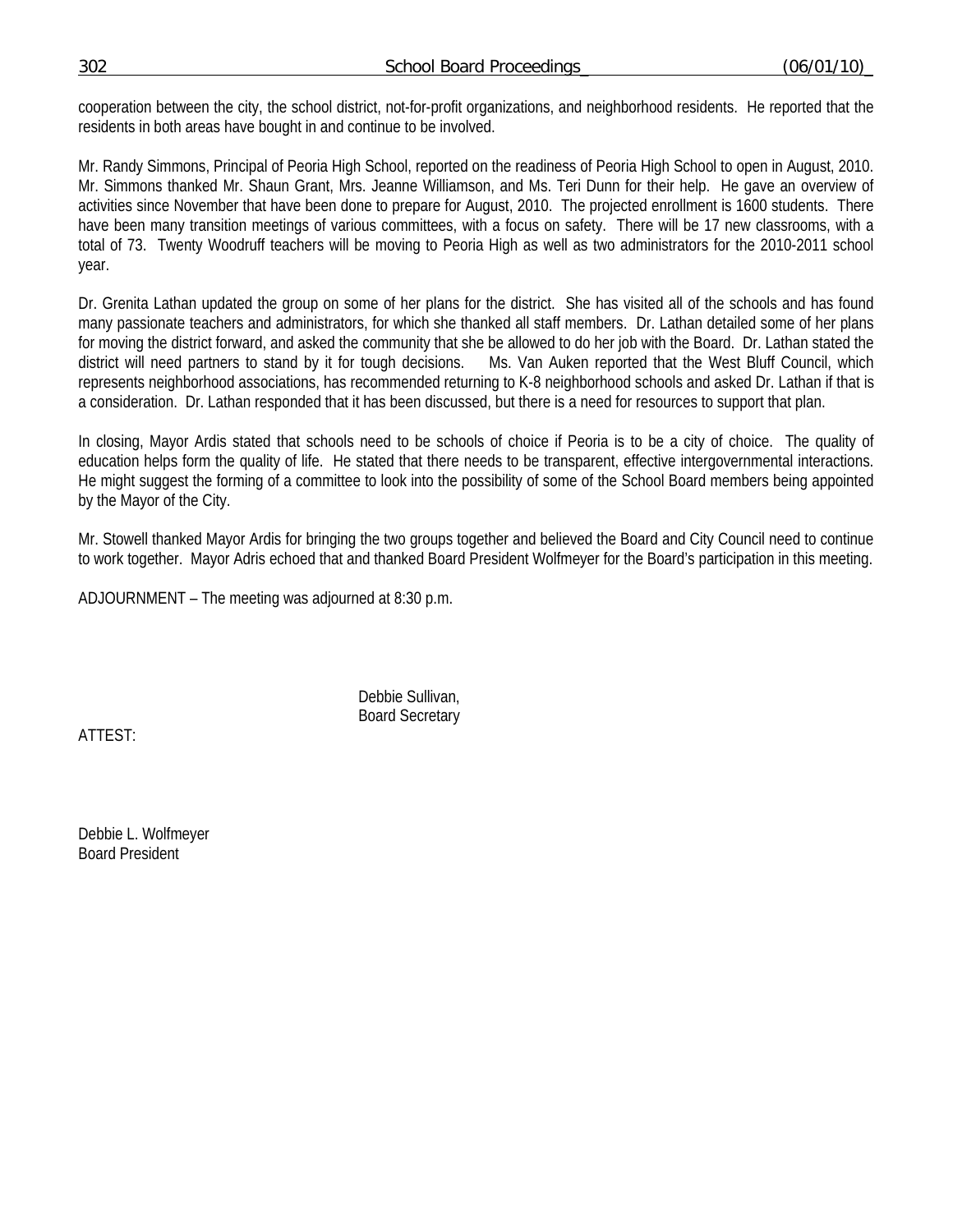cooperation between the city, the school district, not-for-profit organizations, and neighborhood residents. He reported that the residents in both areas have bought in and continue to be involved.

Mr. Randy Simmons, Principal of Peoria High School, reported on the readiness of Peoria High School to open in August, 2010. Mr. Simmons thanked Mr. Shaun Grant, Mrs. Jeanne Williamson, and Ms. Teri Dunn for their help. He gave an overview of activities since November that have been done to prepare for August, 2010. The projected enrollment is 1600 students. There have been many transition meetings of various committees, with a focus on safety. There will be 17 new classrooms, with a total of 73. Twenty Woodruff teachers will be moving to Peoria High as well as two administrators for the 2010-2011 school year.

Dr. Grenita Lathan updated the group on some of her plans for the district. She has visited all of the schools and has found many passionate teachers and administrators, for which she thanked all staff members. Dr. Lathan detailed some of her plans for moving the district forward, and asked the community that she be allowed to do her job with the Board. Dr. Lathan stated the district will need partners to stand by it for tough decisions. Ms. Van Auken reported that the West Bluff Council, which represents neighborhood associations, has recommended returning to K-8 neighborhood schools and asked Dr. Lathan if that is a consideration. Dr. Lathan responded that it has been discussed, but there is a need for resources to support that plan.

In closing, Mayor Ardis stated that schools need to be schools of choice if Peoria is to be a city of choice. The quality of education helps form the quality of life. He stated that there needs to be transparent, effective intergovernmental interactions. He might suggest the forming of a committee to look into the possibility of some of the School Board members being appointed by the Mayor of the City.

Mr. Stowell thanked Mayor Ardis for bringing the two groups together and believed the Board and City Council need to continue to work together. Mayor Adris echoed that and thanked Board President Wolfmeyer for the Board's participation in this meeting.

ADJOURNMENT – The meeting was adjourned at 8:30 p.m.

Debbie Sullivan,
Board Secretary

ATTEST:

Debbie L. Wolfmeyer
Board President